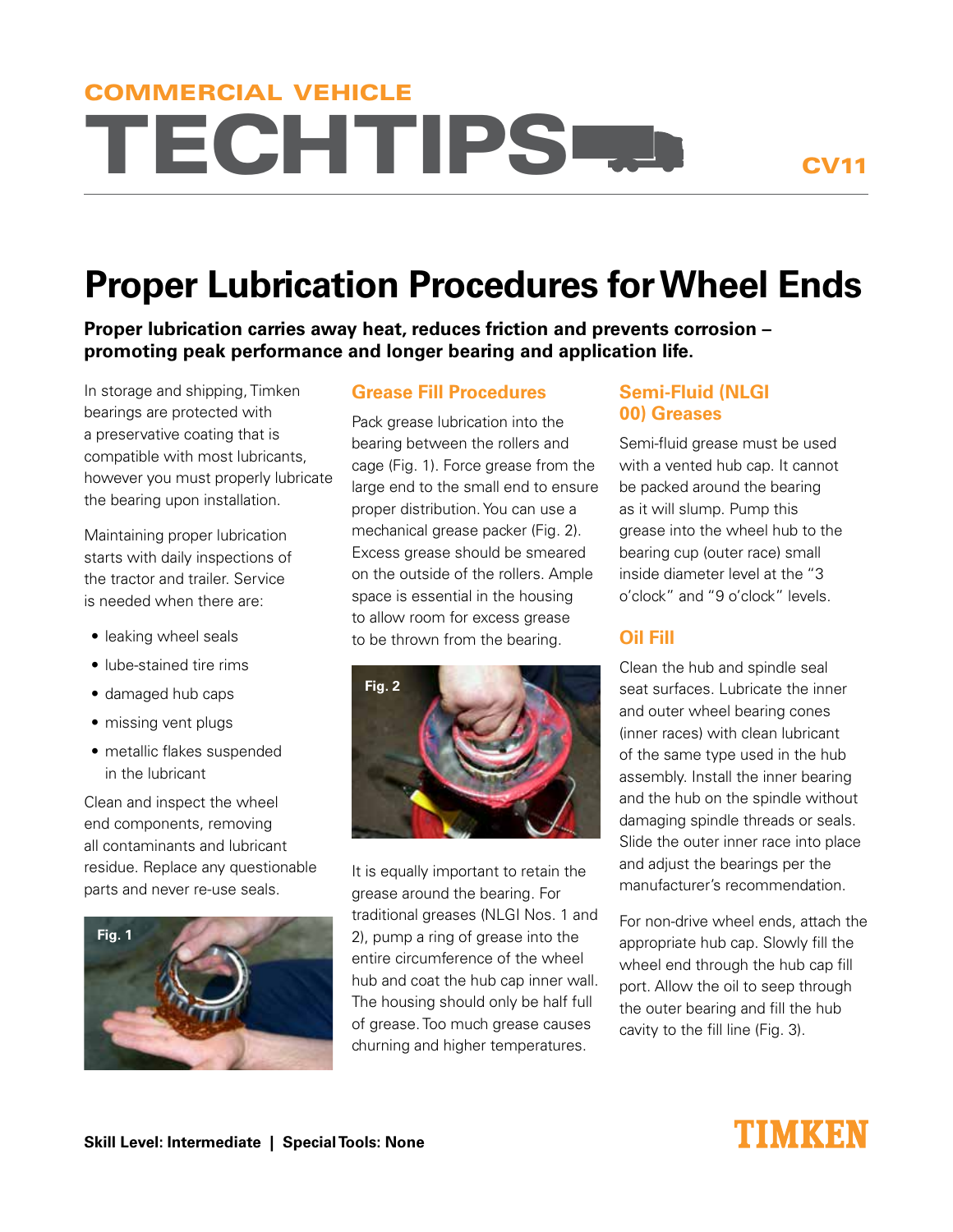COMMERCIAL VEHICLE

# TECHTIPS

CV11

# Proper Lubrication Procedures for Wheel Ends

**Proper lubrication carries away heat, reduces friction and prevents corrosion – promoting peak performance and longer bearing and application life.**

In storage and shipping, Timken bearings are protected with a preservative coating that is compatible with most lubricants, however you must properly lubricate the bearing upon installation.

Maintaining proper lubrication starts with daily inspections of the tractor and trailer. Service is needed when there are:

- leaking wheel seals
- lube-stained tire rims
- damaged hub caps
- missing vent plugs
- metallic flakes suspended in the lubricant

Clean and inspect the wheel end components, removing all contaminants and lubricant residue. Replace any questionable parts and never re-use seals.

Fig. 1

## Grease Fill Procedures

Pack grease lubrication into the bearing between the rollers and cage (Fig. 1). Force grease from the large end to the small end to ensure proper distribution. You can use a mechanical grease packer (Fig. 2). Excess grease should be smeared on the outside of the rollers. Ample space is essential in the housing to allow room for excess grease to be thrown from the bearing.

Fig. 2

It is equally important to retain the grease around the bearing. For traditional greases (NLGI Nos. 1 and 2), pump a ring of grease into the entire circumference of the wheel hub and coat the hub cap inner wall. The housing should only be half full of grease. Too much grease causes churning and higher temperatures.

## Semi-Fluid (NLGI 00) Greases

Semi-fluid grease must be used with a vented hub cap. It cannot be packed around the bearing as it will slump. Pump this grease into the wheel hub to the bearing cup (outer race) small inside diameter level at the "3 o'clock" and "9 o'clock" levels.

## Oil Fill

Clean the hub and spindle seal seat surfaces. Lubricate the inner and outer wheel bearing cones (inner races) with clean lubricant of the same type used in the hub assembly. Install the inner bearing and the hub on the spindle without damaging spindle threads or seals. Slide the outer inner race into place and adjust the bearings per the manufacturer's recommendation.

For non-drive wheel ends, attach the appropriate hub cap. Slowly fill the wheel end through the hub cap fill port. Allow the oil to seep through the outer bearing and fill the hub cavity to the fill line (Fig. 3).

**Skill Level: Intermediate | Special Tools: None**

TIMKEN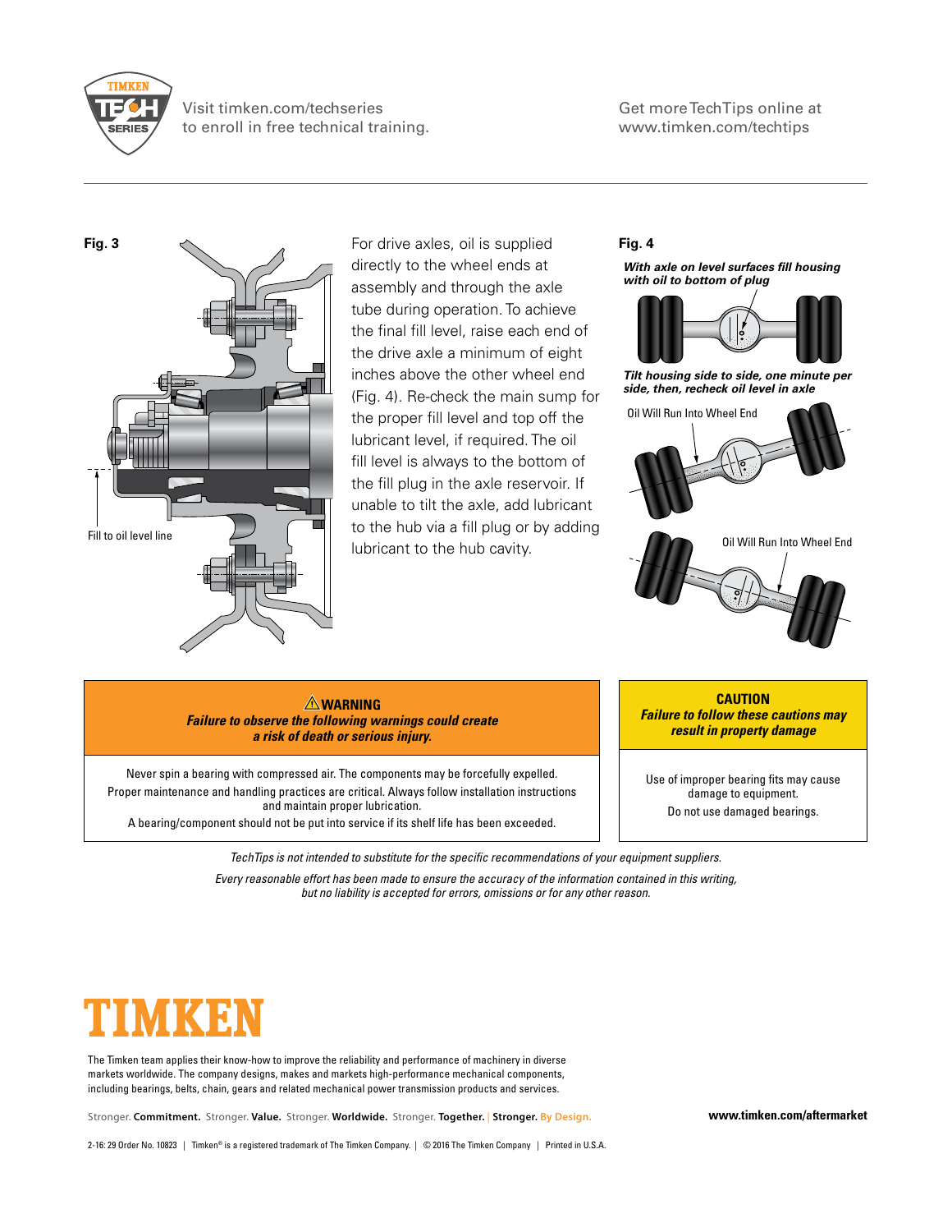Visit timken.com/techseries to enroll in free technical training.

Get more TechTips online at www.timken.com/techtips

**Fig. 3**

Fill to oil level line

For drive axles, oil is supplied directly to the wheel ends at assembly and through the axle tube during operation. To achieve the final fill level, raise each end of the drive axle a minimum of eight inches above the other wheel end (Fig. 4). Re-check the main sump for the proper fill level and top off the lubricant level, if required. The oil fill level is always to the bottom of the fill plug in the axle reservoir. If unable to tilt the axle, add lubricant to the hub via a fill plug or by adding lubricant to the hub cavity.

**Fig. 4**

***With axle on level surfaces fill housing with oil to bottom of plug***

***Tilt housing side to side, one minute per side, then, recheck oil level in axle***

Oil Will Run Into Wheel End

Oil Will Run Into Wheel End

**⚠WARNING**

***Failure to observe the following warnings could create a risk of death or serious injury.***

Never spin a bearing with compressed air. The components may be forcefully expelled.

Proper maintenance and handling practices are critical. Always follow installation instructions and maintain proper lubrication.

A bearing/component should not be put into service if its shelf life has been exceeded.

**CAUTION**

***Failure to follow these cautions may result in property damage***

Use of improper bearing fits may cause damage to equipment.

Do not use damaged bearings.

*TechTips is not intended to substitute for the specific recommendations of your equipment suppliers.*

*Every reasonable effort has been made to ensure the accuracy of the information contained in this writing, but no liability is accepted for errors, omissions or for any other reason.*

# TIMKEN

The Timken team applies their know-how to improve the reliability and performance of machinery in diverse markets worldwide. The company designs, makes and markets high-performance mechanical components, including bearings, belts, chain, gears and related mechanical power transmission products and services.

Stronger. **Commitment.** Stronger. **Value.** Stronger. **Worldwide.** Stronger. **Together.** | **Stronger. By Design.**

**www.timken.com/aftermarket**

2-16: 29 Order No. 10823 | Timken® is a registered trademark of The Timken Company. | © 2016 The Timken Company | Printed in U.S.A.